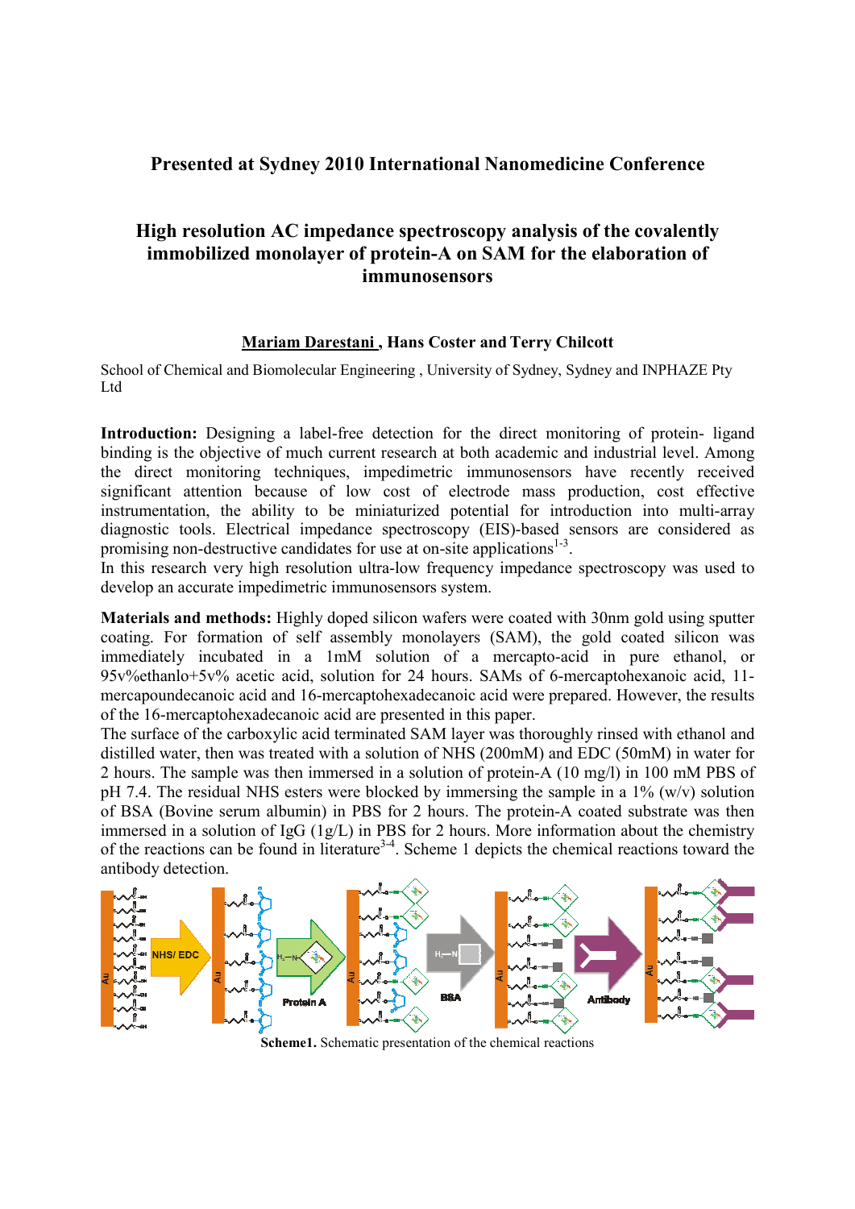**Presented at Sydney 2010 International Nanomedicine Conference**

# High resolution AC impedance spectroscopy analysis of the covalently immobilized monolayer of protein-A on SAM for the elaboration of immunosensors

**<u>Mariam Darestani</u> , Hans Coster and Terry Chilcott**

School of Chemical and Biomolecular Engineering , University of Sydney, Sydney and INPHAZE Pty Ltd

**Introduction:** Designing a label-free detection for the direct monitoring of protein- ligand binding is the objective of much current research at both academic and industrial level. Among the direct monitoring techniques, impedimetric immunosensors have recently received significant attention because of low cost of electrode mass production, cost effective instrumentation, the ability to be miniaturized potential for introduction into multi-array diagnostic tools. Electrical impedance spectroscopy (EIS)-based sensors are considered as promising non-destructive candidates for use at on-site applications[1-3].

In this research very high resolution ultra-low frequency impedance spectroscopy was used to develop an accurate impedimetric immunosensors system.

**Materials and methods:** Highly doped silicon wafers were coated with 30nm gold using sputter coating. For formation of self assembly monolayers (SAM), the gold coated silicon was immediately incubated in a 1mM solution of a mercapto-acid in pure ethanol, or 95v%ethanlo+5v% acetic acid, solution for 24 hours. SAMs of 6-mercaptohexanoic acid, 11-mercapoundecanoic acid and 16-mercaptohexadecanoic acid were prepared. However, the results of the 16-mercaptohexadecanoic acid are presented in this paper.

The surface of the carboxylic acid terminated SAM layer was thoroughly rinsed with ethanol and distilled water, then was treated with a solution of NHS (200mM) and EDC (50mM) in water for 2 hours. The sample was then immersed in a solution of protein-A (10 mg/l) in 100 mM PBS of pH 7.4. The residual NHS esters were blocked by immersing the sample in a 1% (w/v) solution of BSA (Bovine serum albumin) in PBS for 2 hours. The protein-A coated substrate was then immersed in a solution of IgG (1g/L) in PBS for 2 hours. More information about the chemistry of the reactions can be found in literature[3-4]. Scheme 1 depicts the chemical reactions toward the antibody detection.

Au

NHS/ EDC

Au

Protein A

Au

BSA

Au

Antibody

Au

**Scheme1.** Schematic presentation of the chemical reactions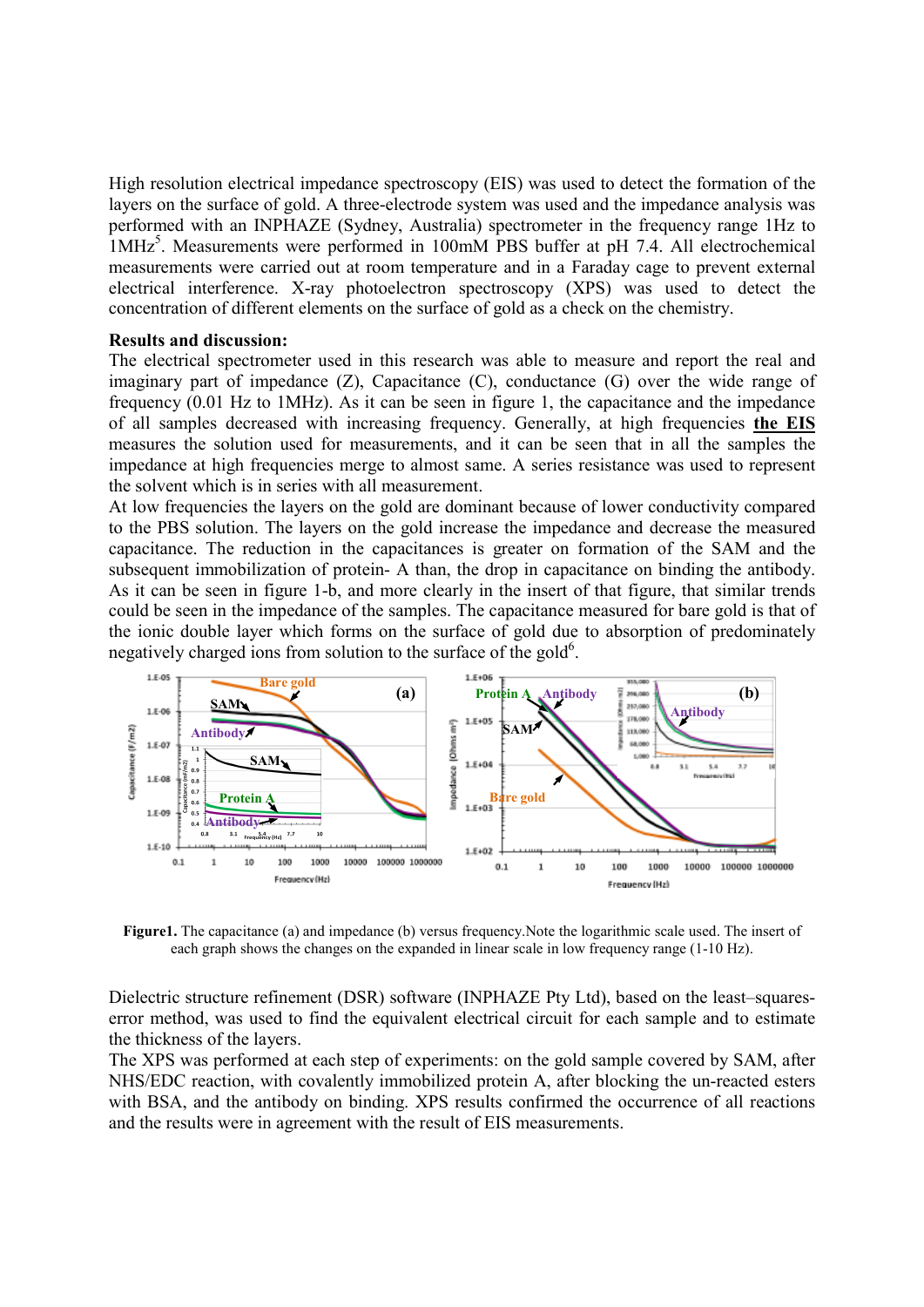High resolution electrical impedance spectroscopy (EIS) was used to detect the formation of the layers on the surface of gold. A three-electrode system was used and the impedance analysis was performed with an INPHAZE (Sydney, Australia) spectrometer in the frequency range 1Hz to 1MHz[5]. Measurements were performed in 100mM PBS buffer at pH 7.4. All electrochemical measurements were carried out at room temperature and in a Faraday cage to prevent external electrical interference. X-ray photoelectron spectroscopy (XPS) was used to detect the concentration of different elements on the surface of gold as a check on the chemistry.

**Results and discussion:**

The electrical spectrometer used in this research was able to measure and report the real and imaginary part of impedance (Z), Capacitance (C), conductance (G) over the wide range of frequency (0.01 Hz to 1MHz). As it can be seen in figure 1, the capacitance and the impedance of all samples decreased with increasing frequency. Generally, at high frequencies **the EIS** measures the solution used for measurements, and it can be seen that in all the samples the impedance at high frequencies merge to almost same. A series resistance was used to represent the solvent which is in series with all measurement.

At low frequencies the layers on the gold are dominant because of lower conductivity compared to the PBS solution. The layers on the gold increase the impedance and decrease the measured capacitance. The reduction in the capacitances is greater on formation of the SAM and the subsequent immobilization of protein- A than, the drop in capacitance on binding the antibody. As it can be seen in figure 1-b, and more clearly in the insert of that figure, that similar trends could be seen in the impedance of the samples. The capacitance measured for bare gold is that of the ionic double layer which forms on the surface of gold due to absorption of predominately negatively charged ions from solution to the surface of the gold[6].

(a)
Bare gold
SAM
Antibody
SAM
Protein A
Antibody
Capacitance (F/m2)
1.E-05
1.E-06
1.E-07
1.E-08
1.E-09
1.E-10
0.1 1 10 100 1000 10000 100000 1000000
Frequency (Hz)

(b)
Protein A
Antibody
SAM
Bare gold
Antibody
Impedance (Ohms m²)
1.E+06
1.E+05
1.E+04
1.E+03
1.E+02
0.1 1 10 100 1000 10000 100000 1000000
Frequency (Hz)

**Figure1.** The capacitance (a) and impedance (b) versus frequency.Note the logarithmic scale used. The insert of each graph shows the changes on the expanded in linear scale in low frequency range (1-10 Hz).

Dielectric structure refinement (DSR) software (INPHAZE Pty Ltd), based on the least–squares-error method, was used to find the equivalent electrical circuit for each sample and to estimate the thickness of the layers.

The XPS was performed at each step of experiments: on the gold sample covered by SAM, after NHS/EDC reaction, with covalently immobilized protein A, after blocking the un-reacted esters with BSA, and the antibody on binding. XPS results confirmed the occurrence of all reactions and the results were in agreement with the result of EIS measurements.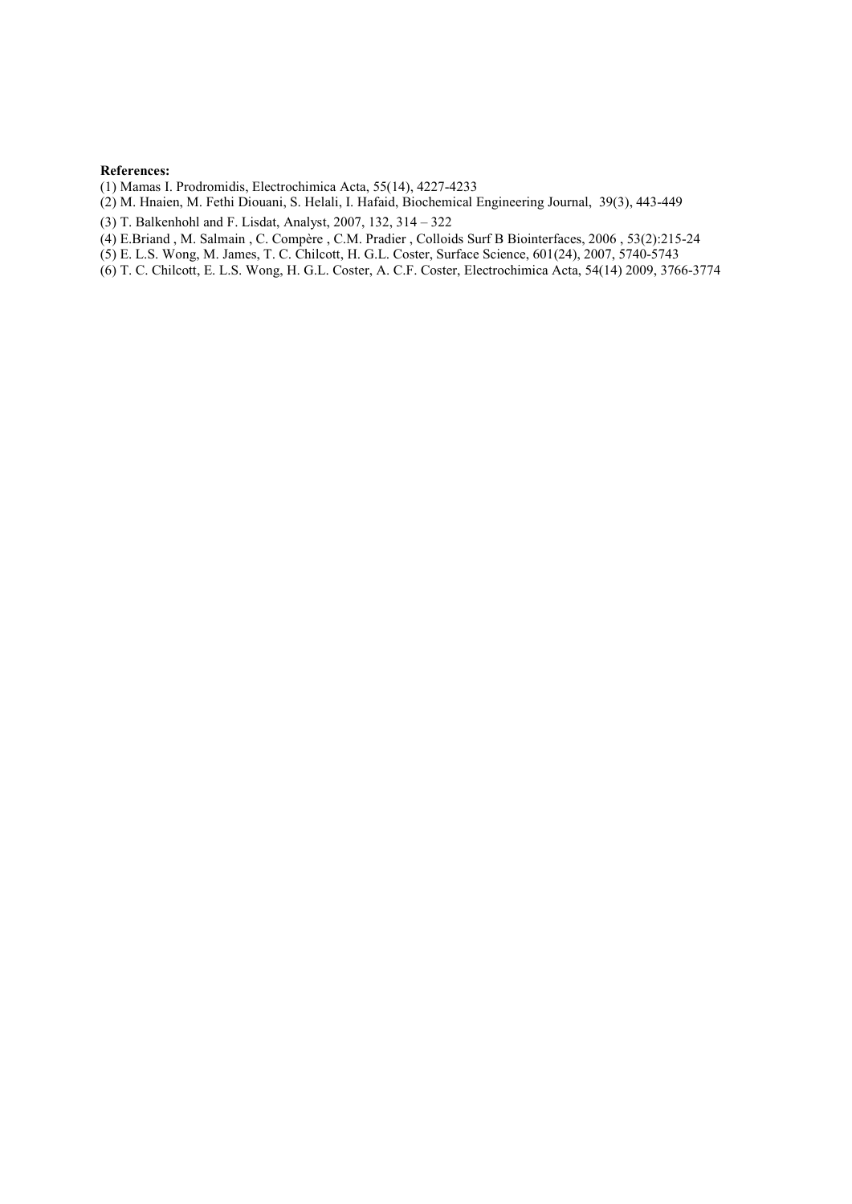**References:**

(1) Mamas I. Prodromidis, Electrochimica Acta, 55(14), 4227-4233

(2) M. Hnaien, M. Fethi Diouani, S. Helali, I. Hafaid, Biochemical Engineering Journal, 39(3), 443-449

(3) T. Balkenhohl and F. Lisdat, Analyst, 2007, 132, 314 – 322

(4) E.Briand , M. Salmain , C. Compère , C.M. Pradier , Colloids Surf B Biointerfaces, 2006 , 53(2):215-24

(5) E. L.S. Wong, M. James, T. C. Chilcott, H. G.L. Coster, Surface Science, 601(24), 2007, 5740-5743

(6) T. C. Chilcott, E. L.S. Wong, H. G.L. Coster, A. C.F. Coster, Electrochimica Acta, 54(14) 2009, 3766-3774